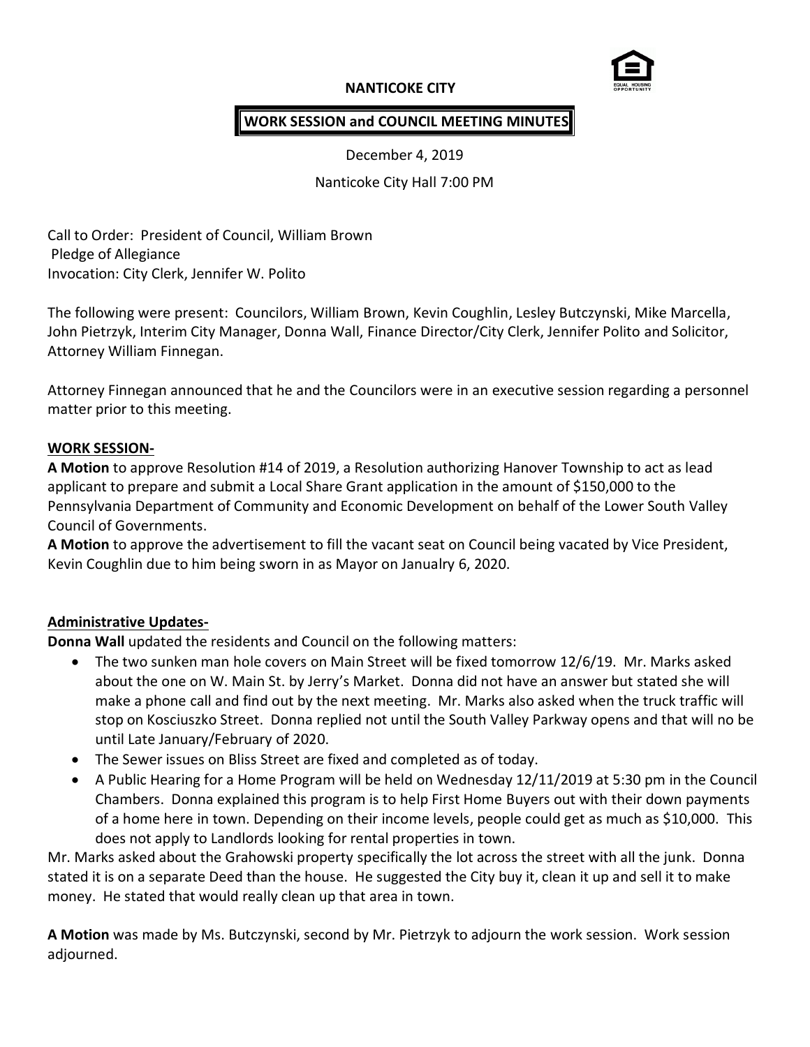# NANTICOKE CITY

## WORK SESSION and COUNCIL MEETING MINUTES

December 4, 2019

Nanticoke City Hall 7:00 PM

Call to Order: President of Council, William Brown
Pledge of Allegiance
Invocation: City Clerk, Jennifer W. Polito

The following were present: Councilors, William Brown, Kevin Coughlin, Lesley Butczynski, Mike Marcella, John Pietrzyk, Interim City Manager, Donna Wall, Finance Director/City Clerk, Jennifer Polito and Solicitor, Attorney William Finnegan.

Attorney Finnegan announced that he and the Councilors were in an executive session regarding a personnel matter prior to this meeting.

**WORK SESSION-**

**A Motion** to approve Resolution #14 of 2019, a Resolution authorizing Hanover Township to act as lead applicant to prepare and submit a Local Share Grant application in the amount of $150,000 to the Pennsylvania Department of Community and Economic Development on behalf of the Lower South Valley Council of Governments.

**A Motion** to approve the advertisement to fill the vacant seat on Council being vacated by Vice President, Kevin Coughlin due to him being sworn in as Mayor on Janualry 6, 2020.

**Administrative Updates-**

**Donna Wall** updated the residents and Council on the following matters:

- The two sunken man hole covers on Main Street will be fixed tomorrow 12/6/19. Mr. Marks asked about the one on W. Main St. by Jerry's Market. Donna did not have an answer but stated she will make a phone call and find out by the next meeting. Mr. Marks also asked when the truck traffic will stop on Kosciuszko Street. Donna replied not until the South Valley Parkway opens and that will no be until Late January/February of 2020.
- The Sewer issues on Bliss Street are fixed and completed as of today.
- A Public Hearing for a Home Program will be held on Wednesday 12/11/2019 at 5:30 pm in the Council Chambers. Donna explained this program is to help First Home Buyers out with their down payments of a home here in town. Depending on their income levels, people could get as much as $10,000. This does not apply to Landlords looking for rental properties in town.

Mr. Marks asked about the Grahowski property specifically the lot across the street with all the junk. Donna stated it is on a separate Deed than the house. He suggested the City buy it, clean it up and sell it to make money. He stated that would really clean up that area in town.

**A Motion** was made by Ms. Butczynski, second by Mr. Pietrzyk to adjourn the work session. Work session adjourned.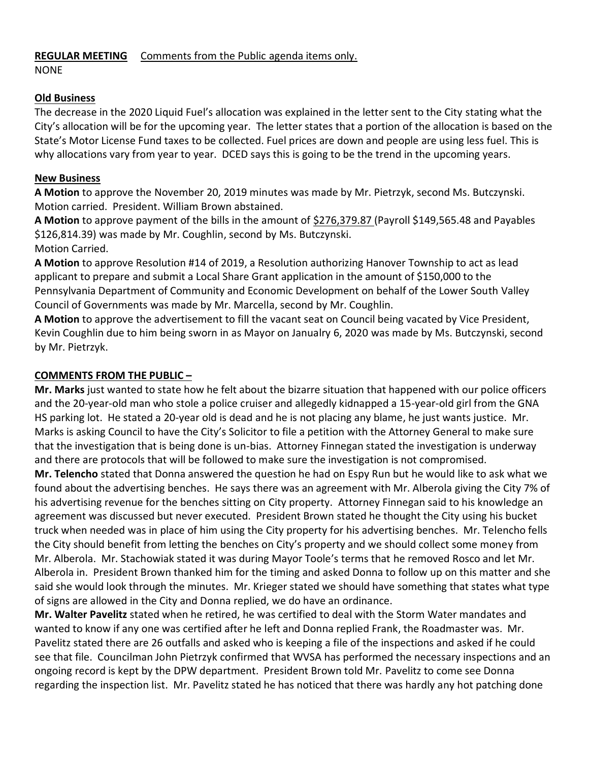**REGULAR MEETING** Comments from the Public agenda items only.
NONE

**Old Business**

The decrease in the 2020 Liquid Fuel's allocation was explained in the letter sent to the City stating what the City's allocation will be for the upcoming year. The letter states that a portion of the allocation is based on the State's Motor License Fund taxes to be collected. Fuel prices are down and people are using less fuel. This is why allocations vary from year to year. DCED says this is going to be the trend in the upcoming years.

**New Business**

**A Motion** to approve the November 20, 2019 minutes was made by Mr. Pietrzyk, second Ms. Butczynski. Motion carried. President. William Brown abstained.

**A Motion** to approve payment of the bills in the amount of $276,379.87 (Payroll $149,565.48 and Payables $126,814.39) was made by Mr. Coughlin, second by Ms. Butczynski.
Motion Carried.

**A Motion** to approve Resolution #14 of 2019, a Resolution authorizing Hanover Township to act as lead applicant to prepare and submit a Local Share Grant application in the amount of $150,000 to the Pennsylvania Department of Community and Economic Development on behalf of the Lower South Valley Council of Governments was made by Mr. Marcella, second by Mr. Coughlin.

**A Motion** to approve the advertisement to fill the vacant seat on Council being vacated by Vice President, Kevin Coughlin due to him being sworn in as Mayor on Janualry 6, 2020 was made by Ms. Butczynski, second by Mr. Pietrzyk.

**COMMENTS FROM THE PUBLIC –**

**Mr. Marks** just wanted to state how he felt about the bizarre situation that happened with our police officers and the 20-year-old man who stole a police cruiser and allegedly kidnapped a 15-year-old girl from the GNA HS parking lot. He stated a 20-year old is dead and he is not placing any blame, he just wants justice. Mr. Marks is asking Council to have the City's Solicitor to file a petition with the Attorney General to make sure that the investigation that is being done is un-bias. Attorney Finnegan stated the investigation is underway and there are protocols that will be followed to make sure the investigation is not compromised.

**Mr. Telencho** stated that Donna answered the question he had on Espy Run but he would like to ask what we found about the advertising benches. He says there was an agreement with Mr. Alberola giving the City 7% of his advertising revenue for the benches sitting on City property. Attorney Finnegan said to his knowledge an agreement was discussed but never executed. President Brown stated he thought the City using his bucket truck when needed was in place of him using the City property for his advertising benches. Mr. Telencho fells the City should benefit from letting the benches on City's property and we should collect some money from Mr. Alberola. Mr. Stachowiak stated it was during Mayor Toole's terms that he removed Rosco and let Mr. Alberola in. President Brown thanked him for the timing and asked Donna to follow up on this matter and she said she would look through the minutes. Mr. Krieger stated we should have something that states what type of signs are allowed in the City and Donna replied, we do have an ordinance.

**Mr. Walter Pavelitz** stated when he retired, he was certified to deal with the Storm Water mandates and wanted to know if any one was certified after he left and Donna replied Frank, the Roadmaster was. Mr. Pavelitz stated there are 26 outfalls and asked who is keeping a file of the inspections and asked if he could see that file. Councilman John Pietrzyk confirmed that WVSA has performed the necessary inspections and an ongoing record is kept by the DPW department. President Brown told Mr. Pavelitz to come see Donna regarding the inspection list. Mr. Pavelitz stated he has noticed that there was hardly any hot patching done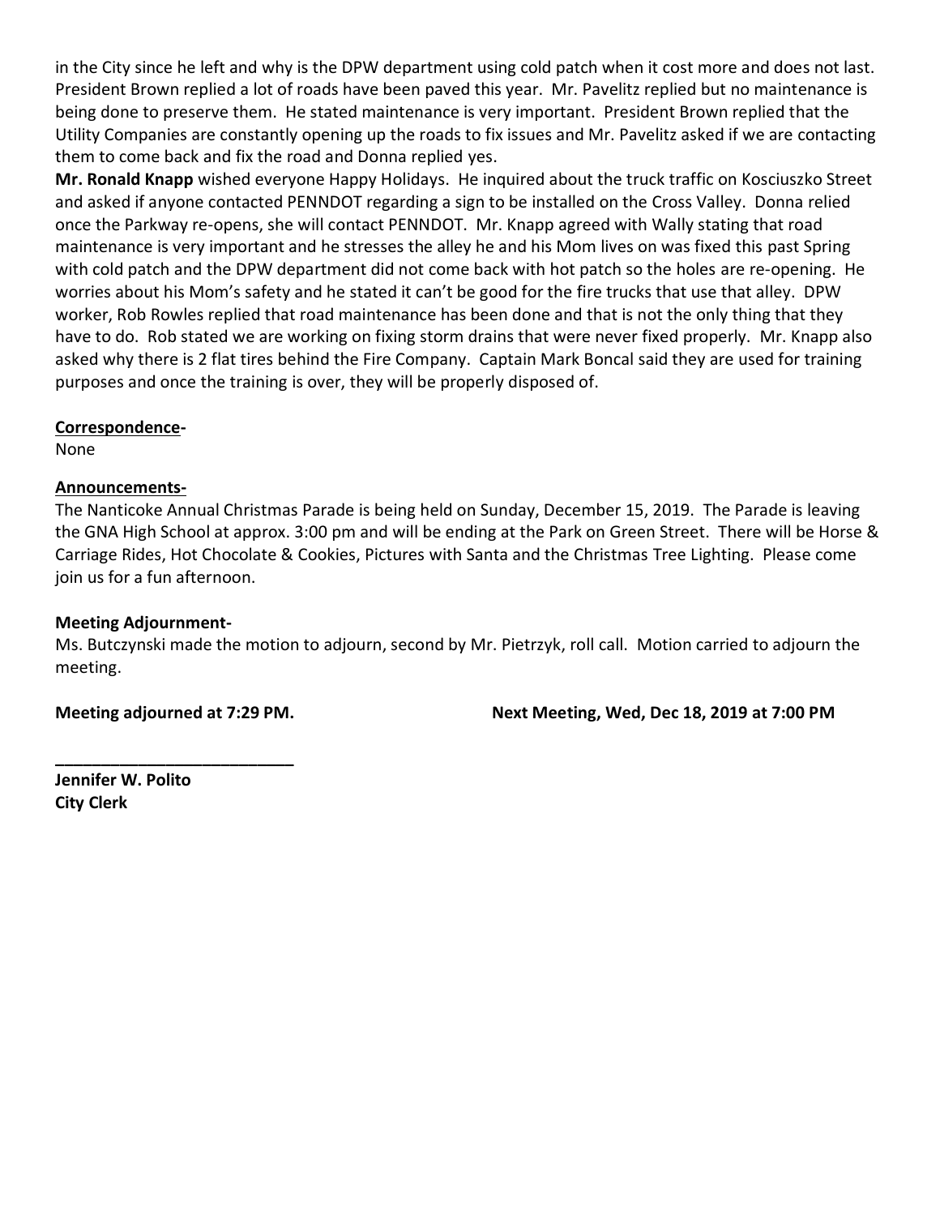in the City since he left and why is the DPW department using cold patch when it cost more and does not last. President Brown replied a lot of roads have been paved this year. Mr. Pavelitz replied but no maintenance is being done to preserve them. He stated maintenance is very important. President Brown replied that the Utility Companies are constantly opening up the roads to fix issues and Mr. Pavelitz asked if we are contacting them to come back and fix the road and Donna replied yes.

**Mr. Ronald Knapp** wished everyone Happy Holidays. He inquired about the truck traffic on Kosciuszko Street and asked if anyone contacted PENNDOT regarding a sign to be installed on the Cross Valley. Donna relied once the Parkway re-opens, she will contact PENNDOT. Mr. Knapp agreed with Wally stating that road maintenance is very important and he stresses the alley he and his Mom lives on was fixed this past Spring with cold patch and the DPW department did not come back with hot patch so the holes are re-opening. He worries about his Mom's safety and he stated it can't be good for the fire trucks that use that alley. DPW worker, Rob Rowles replied that road maintenance has been done and that is not the only thing that they have to do. Rob stated we are working on fixing storm drains that were never fixed properly. Mr. Knapp also asked why there is 2 flat tires behind the Fire Company. Captain Mark Boncal said they are used for training purposes and once the training is over, they will be properly disposed of.

**Correspondence-**

None

**Announcements-**

The Nanticoke Annual Christmas Parade is being held on Sunday, December 15, 2019. The Parade is leaving the GNA High School at approx. 3:00 pm and will be ending at the Park on Green Street. There will be Horse & Carriage Rides, Hot Chocolate & Cookies, Pictures with Santa and the Christmas Tree Lighting. Please come join us for a fun afternoon.

**Meeting Adjournment-**

Ms. Butczynski made the motion to adjourn, second by Mr. Pietrzyk, roll call. Motion carried to adjourn the meeting.

**Meeting adjourned at 7:29 PM.** **Next Meeting, Wed, Dec 18, 2019 at 7:00 PM**

___________________________

**Jennifer W. Polito**
**City Clerk**